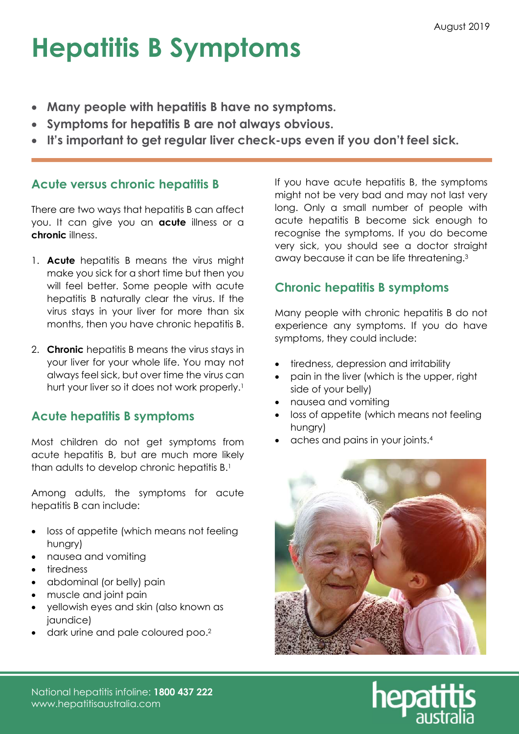August 2019

# Hepatitis B Symptoms

- **Many people with hepatitis B have no symptoms.**
- **Symptoms for hepatitis B are not always obvious.**
- **It's important to get regular liver check-ups even if you don't feel sick.**

## Acute versus chronic hepatitis B

There are two ways that hepatitis B can affect you. It can give you an **acute** illness or a **chronic** illness.

1. **Acute** hepatitis B means the virus might make you sick for a short time but then you will feel better. Some people with acute hepatitis B naturally clear the virus. If the virus stays in your liver for more than six months, then you have chronic hepatitis B.
2. **Chronic** hepatitis B means the virus stays in your liver for your whole life. You may not always feel sick, but over time the virus can hurt your liver so it does not work properly.[1]

## Acute hepatitis B symptoms

Most children do not get symptoms from acute hepatitis B, but are much more likely than adults to develop chronic hepatitis B.[1]

Among adults, the symptoms for acute hepatitis B can include:

- loss of appetite (which means not feeling hungry)
- nausea and vomiting
- tiredness
- abdominal (or belly) pain
- muscle and joint pain
- yellowish eyes and skin (also known as jaundice)
- dark urine and pale coloured poo.[2]

If you have acute hepatitis B, the symptoms might not be very bad and may not last very long. Only a small number of people with acute hepatitis B become sick enough to recognise the symptoms. If you do become very sick, you should see a doctor straight away because it can be life threatening.[3]

## Chronic hepatitis B symptoms

Many people with chronic hepatitis B do not experience any symptoms. If you do have symptoms, they could include:

- tiredness, depression and irritability
- pain in the liver (which is the upper, right side of your belly)
- nausea and vomiting
- loss of appetite (which means not feeling hungry)
- aches and pains in your joints.[4]

National hepatitis infoline: **1800 437 222**
www.hepatitisaustralia.com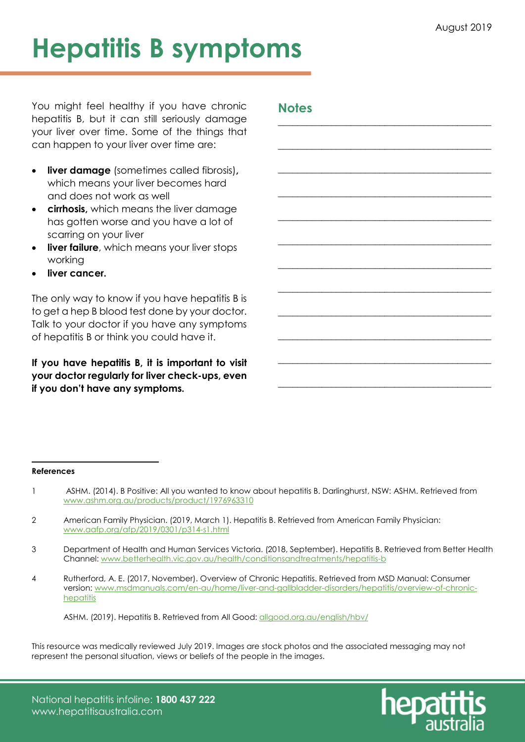August 2019

# Hepatitis B symptoms

You might feel healthy if you have chronic hepatitis B, but it can still seriously damage your liver over time. Some of the things that can happen to your liver over time are:

- **liver damage** (sometimes called fibrosis)**,** which means your liver becomes hard and does not work as well
- **cirrhosis,** which means the liver damage has gotten worse and you have a lot of scarring on your liver
- **liver failure**, which means your liver stops working
- **liver cancer.**

The only way to know if you have hepatitis B is to get a hep B blood test done by your doctor. Talk to your doctor if you have any symptoms of hepatitis B or think you could have it.

**If you have hepatitis B, it is important to visit your doctor regularly for liver check-ups, even if you don't have any symptoms.**

## Notes

______________________________________________

______________________________________________

______________________________________________

______________________________________________

______________________________________________

______________________________________________

______________________________________________

______________________________________________

______________________________________________

______________________________________________

______________________________________________

______________________________________________

---

**References**

1. ASHM. (2014). B Positive: All you wanted to know about hepatitis B. Darlinghurst, NSW: ASHM. Retrieved from www.ashm.org.au/products/product/1976963310
2. American Family Physician. (2019, March 1). Hepatitis B. Retrieved from American Family Physician: www.aafp.org/afp/2019/0301/p314-s1.html
3. Department of Health and Human Services Victoria. (2018, September). Hepatitis B. Retrieved from Better Health Channel: www.betterhealth.vic.gov.au/health/conditionsandtreatments/hepatitis-b
4. Rutherford, A. E. (2017, November). Overview of Chronic Hepatitis. Retrieved from MSD Manual: Consumer version: www.msdmanuals.com/en-au/home/liver-and-gallbladder-disorders/hepatitis/overview-of-chronic-hepatitis

   ASHM. (2019). Hepatitis B. Retrieved from All Good: allgood.org.au/english/hbv/

This resource was medically reviewed July 2019. Images are stock photos and the associated messaging may not represent the personal situation, views or beliefs of the people in the images.

National hepatitis infoline: **1800 437 222**
www.hepatitisaustralia.com

hepatitis australia